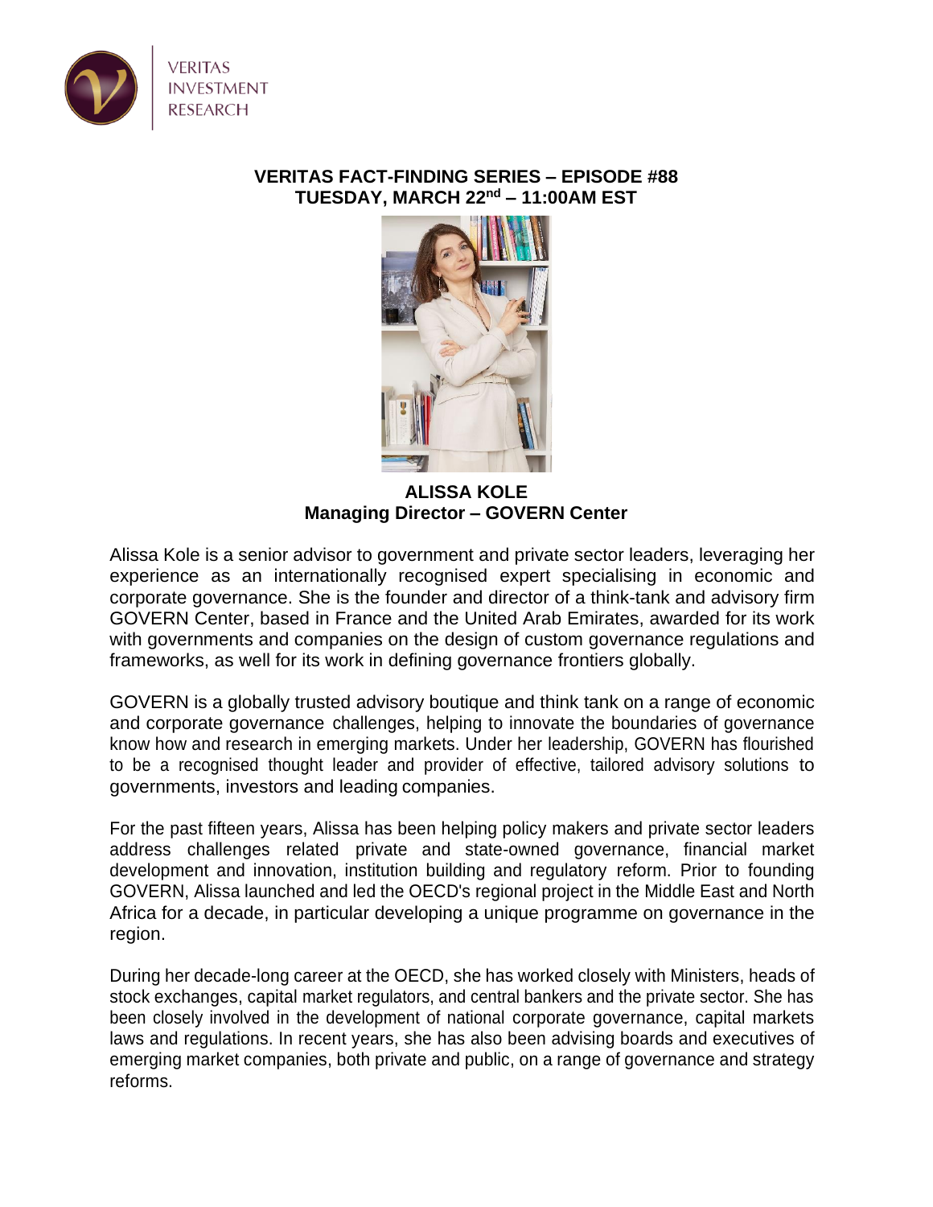VERITAS INVESTMENT RESEARCH

**VERITAS FACT-FINDING SERIES – EPISODE #88**
**TUESDAY, MARCH 22nd – 11:00AM EST**

**ALISSA KOLE**
**Managing Director – GOVERN Center**

Alissa Kole is a senior advisor to government and private sector leaders, leveraging her experience as an internationally recognised expert specialising in economic and corporate governance. She is the founder and director of a think-tank and advisory firm GOVERN Center, based in France and the United Arab Emirates, awarded for its work with governments and companies on the design of custom governance regulations and frameworks, as well for its work in defining governance frontiers globally.

GOVERN is a globally trusted advisory boutique and think tank on a range of economic and corporate governance challenges, helping to innovate the boundaries of governance know how and research in emerging markets. Under her leadership, GOVERN has flourished to be a recognised thought leader and provider of effective, tailored advisory solutions to governments, investors and leading companies.

For the past fifteen years, Alissa has been helping policy makers and private sector leaders address challenges related private and state-owned governance, financial market development and innovation, institution building and regulatory reform. Prior to founding GOVERN, Alissa launched and led the OECD's regional project in the Middle East and North Africa for a decade, in particular developing a unique programme on governance in the region.

During her decade-long career at the OECD, she has worked closely with Ministers, heads of stock exchanges, capital market regulators, and central bankers and the private sector. She has been closely involved in the development of national corporate governance, capital markets laws and regulations. In recent years, she has also been advising boards and executives of emerging market companies, both private and public, on a range of governance and strategy reforms.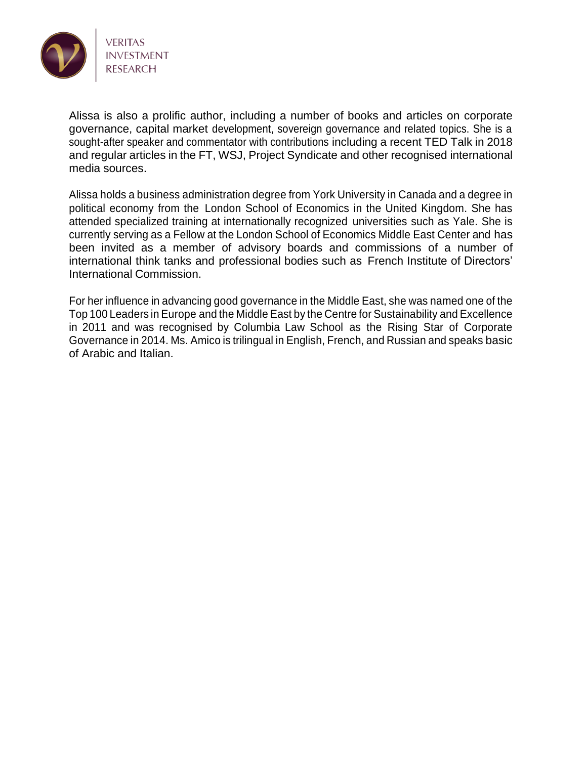Alissa is also a prolific author, including a number of books and articles on corporate governance, capital market development, sovereign governance and related topics. She is a sought-after speaker and commentator with contributions including a recent TED Talk in 2018 and regular articles in the FT, WSJ, Project Syndicate and other recognised international media sources.

Alissa holds a business administration degree from York University in Canada and a degree in political economy from the London School of Economics in the United Kingdom. She has attended specialized training at internationally recognized universities such as Yale. She is currently serving as a Fellow at the London School of Economics Middle East Center and has been invited as a member of advisory boards and commissions of a number of international think tanks and professional bodies such as French Institute of Directors' International Commission.

For her influence in advancing good governance in the Middle East, she was named one of the Top 100 Leaders in Europe and the Middle East by the Centre for Sustainability and Excellence in 2011 and was recognised by Columbia Law School as the Rising Star of Corporate Governance in 2014. Ms. Amico is trilingual in English, French, and Russian and speaks basic of Arabic and Italian.